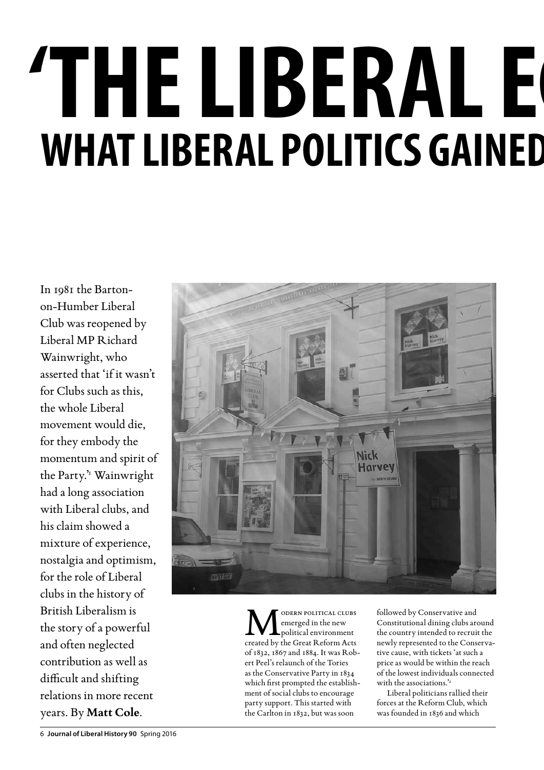# 'THE LIBERAL E

## WHAT LIBERAL POLITICS GAINED

In 1981 the Barton-on-Humber Liberal Club was reopened by Liberal MP Richard Wainwright, who asserted that 'if it wasn't for Clubs such as this, the whole Liberal movement would die, for they embody the momentum and spirit of the Party.'[1] Wainwright had a long association with Liberal clubs, and his claim showed a mixture of experience, nostalgia and optimism, for the role of Liberal clubs in the history of British Liberalism is the story of a powerful and often neglected contribution as well as difficult and shifting relations in more recent years. By **Matt Cole**.

Modern political clubs emerged in the new political environment created by the Great Reform Acts of 1832, 1867 and 1884. It was Robert Peel's relaunch of the Tories as the Conservative Party in 1834 which first prompted the establishment of social clubs to encourage party support. This started with the Carlton in 1832, but was soon followed by Conservative and Constitutional dining clubs around the country intended to recruit the newly represented to the Conservative cause, with tickets 'at such a price as would be within the reach of the lowest individuals connected with the associations.'[2]

Liberal politicians rallied their forces at the Reform Club, which was founded in 1836 and which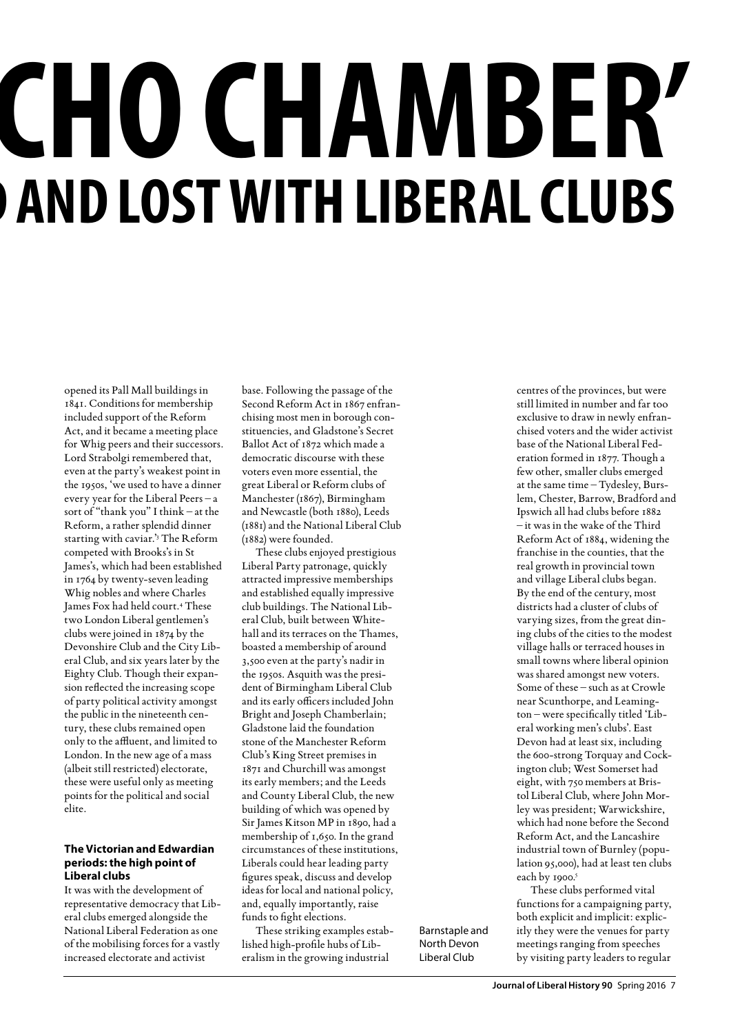# CHO CHAMBER'

## AND LOST WITH LIBERAL CLUBS

opened its Pall Mall buildings in 1841. Conditions for membership included support of the Reform Act, and it became a meeting place for Whig peers and their successors. Lord Strabolgi remembered that, even at the party's weakest point in the 1950s, 'we used to have a dinner every year for the Liberal Peers – a sort of "thank you" I think – at the Reform, a rather splendid dinner starting with caviar.'[3] The Reform competed with Brooks's in St James's, which had been established in 1764 by twenty-seven leading Whig nobles and where Charles James Fox had held court.[4] These two London Liberal gentlemen's clubs were joined in 1874 by the Devonshire Club and the City Liberal Club, and six years later by the Eighty Club. Though their expansion reflected the increasing scope of party political activity amongst the public in the nineteenth century, these clubs remained open only to the affluent, and limited to London. In the new age of a mass (albeit still restricted) electorate, these were useful only as meeting points for the political and social elite.

### The Victorian and Edwardian periods: the high point of Liberal clubs

It was with the development of representative democracy that Liberal clubs emerged alongside the National Liberal Federation as one of the mobilising forces for a vastly increased electorate and activist base. Following the passage of the Second Reform Act in 1867 enfranchising most men in borough constituencies, and Gladstone's Secret Ballot Act of 1872 which made a democratic discourse with these voters even more essential, the great Liberal or Reform clubs of Manchester (1867), Birmingham and Newcastle (both 1880), Leeds (1881) and the National Liberal Club (1882) were founded.

These clubs enjoyed prestigious Liberal Party patronage, quickly attracted impressive memberships and established equally impressive club buildings. The National Liberal Club, built between Whitehall and its terraces on the Thames, boasted a membership of around 3,500 even at the party's nadir in the 1950s. Asquith was the president of Birmingham Liberal Club and its early officers included John Bright and Joseph Chamberlain; Gladstone laid the foundation stone of the Manchester Reform Club's King Street premises in 1871 and Churchill was amongst its early members; and the Leeds and County Liberal Club, the new building of which was opened by Sir James Kitson MP in 1890, had a membership of 1,650. In the grand circumstances of these institutions, Liberals could hear leading party figures speak, discuss and develop ideas for local and national policy, and, equally importantly, raise funds to fight elections.

These striking examples established high-profile hubs of Liberalism in the growing industrial centres of the provinces, but were still limited in number and far too exclusive to draw in newly enfranchised voters and the wider activist base of the National Liberal Federation formed in 1877. Though a few other, smaller clubs emerged at the same time – Tydesley, Burslem, Chester, Barrow, Bradford and Ipswich all had clubs before 1882 – it was in the wake of the Third Reform Act of 1884, widening the franchise in the counties, that the real growth in provincial town and village Liberal clubs began. By the end of the century, most districts had a cluster of clubs of varying sizes, from the great dining clubs of the cities to the modest village halls or terraced houses in small towns where liberal opinion was shared amongst new voters. Some of these – such as at Crowle near Scunthorpe, and Leamington – were specifically titled 'Liberal working men's clubs'. East Devon had at least six, including the 600-strong Torquay and Cockington club; West Somerset had eight, with 750 members at Bristol Liberal Club, where John Morley was president; Warwickshire, which had none before the Second Reform Act, and the Lancashire industrial town of Burnley (population 95,000), had at least ten clubs each by 1900.[5]

These clubs performed vital functions for a campaigning party, both explicit and implicit: explicitly they were the venues for party meetings ranging from speeches by visiting party leaders to regular

Barnstaple and North Devon Liberal Club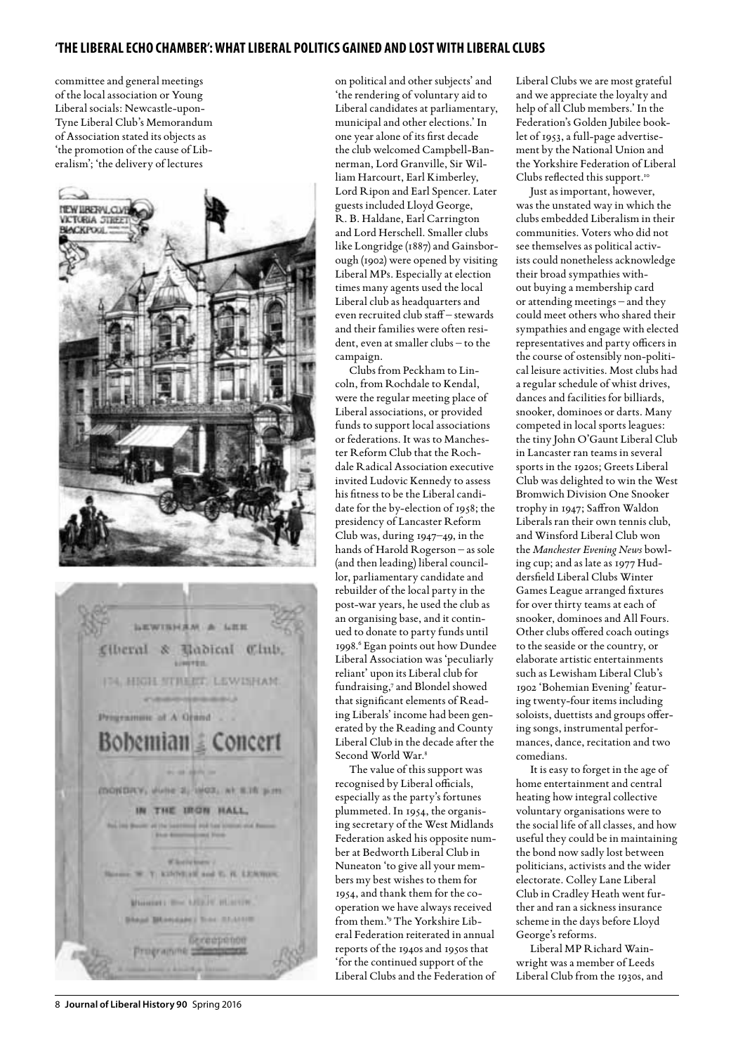committee and general meetings of the local association or Young Liberal socials: Newcastle-upon-Tyne Liberal Club's Memorandum of Association stated its objects as 'the promotion of the cause of Liberalism'; 'the delivery of lectures on political and other subjects' and 'the rendering of voluntary aid to Liberal candidates at parliamentary, municipal and other elections.' In one year alone of its first decade the club welcomed Campbell-Bannerman, Lord Granville, Sir William Harcourt, Earl Kimberley, Lord Ripon and Earl Spencer. Later guests included Lloyd George, R. B. Haldane, Earl Carrington and Lord Herschell. Smaller clubs like Longridge (1887) and Gainsborough (1902) were opened by visiting Liberal MPs. Especially at election times many agents used the local Liberal club as headquarters and even recruited club staff – stewards and their families were often resident, even at smaller clubs – to the campaign.

Clubs from Peckham to Lincoln, from Rochdale to Kendal, were the regular meeting place of Liberal associations, or provided funds to support local associations or federations. It was to Manchester Reform Club that the Rochdale Radical Association executive invited Ludovic Kennedy to assess his fitness to be the Liberal candidate for the by-election of 1958; the presidency of Lancaster Reform Club was, during 1947–49, in the hands of Harold Rogerson – as sole (and then leading) liberal councillor, parliamentary candidate and rebuilder of the local party in the post-war years, he used the club as an organising base, and it continued to donate to party funds until 1998.[6] Egan points out how Dundee Liberal Association was 'peculiarly reliant' upon its Liberal club for fundraising,[7] and Blondel showed that significant elements of Reading Liberals' income had been generated by the Reading and County Liberal Club in the decade after the Second World War.[8]

The value of this support was recognised by Liberal officials, especially as the party's fortunes plummeted. In 1954, the organising secretary of the West Midlands Federation asked his opposite number at Bedworth Liberal Club in Nuneaton 'to give all your members my best wishes to them for 1954, and thank them for the co-operation we have always received from them.'[9] The Yorkshire Liberal Federation reiterated in annual reports of the 1940s and 1950s that 'for the continued support of the Liberal Clubs and the Federation of Liberal Clubs we are most grateful and we appreciate the loyalty and help of all Club members.' In the Federation's Golden Jubilee booklet of 1953, a full-page advertisement by the National Union and the Yorkshire Federation of Liberal Clubs reflected this support.[10]

Just as important, however, was the unstated way in which the clubs embedded Liberalism in their communities. Voters who did not see themselves as political activists could nonetheless acknowledge their broad sympathies without buying a membership card or attending meetings – and they could meet others who shared their sympathies and engage with elected representatives and party officers in the course of ostensibly non-political leisure activities. Most clubs had a regular schedule of whist drives, dances and facilities for billiards, snooker, dominoes or darts. Many competed in local sports leagues: the tiny John O'Gaunt Liberal Club in Lancaster ran teams in several sports in the 1920s; Greets Liberal Club was delighted to win the West Bromwich Division One Snooker trophy in 1947; Saffron Waldon Liberals ran their own tennis club, and Winsford Liberal Club won the *Manchester Evening News* bowling cup; and as late as 1977 Huddersfield Liberal Clubs Winter Games League arranged fixtures for over thirty teams at each of snooker, dominoes and All Fours. Other clubs offered coach outings to the seaside or the country, or elaborate artistic entertainments such as Lewisham Liberal Club's 1902 'Bohemian Evening' featuring twenty-four items including soloists, duettists and groups offering songs, instrumental performances, dance, recitation and two comedians.

It is easy to forget in the age of home entertainment and central heating how integral collective voluntary organisations were to the social life of all classes, and how useful they could be in maintaining the bond now sadly lost between politicians, activists and the wider electorate. Colley Lane Liberal Club in Cradley Heath went further and ran a sickness insurance scheme in the days before Lloyd George's reforms.

Liberal MP Richard Wainwright was a member of Leeds Liberal Club from the 1930s, and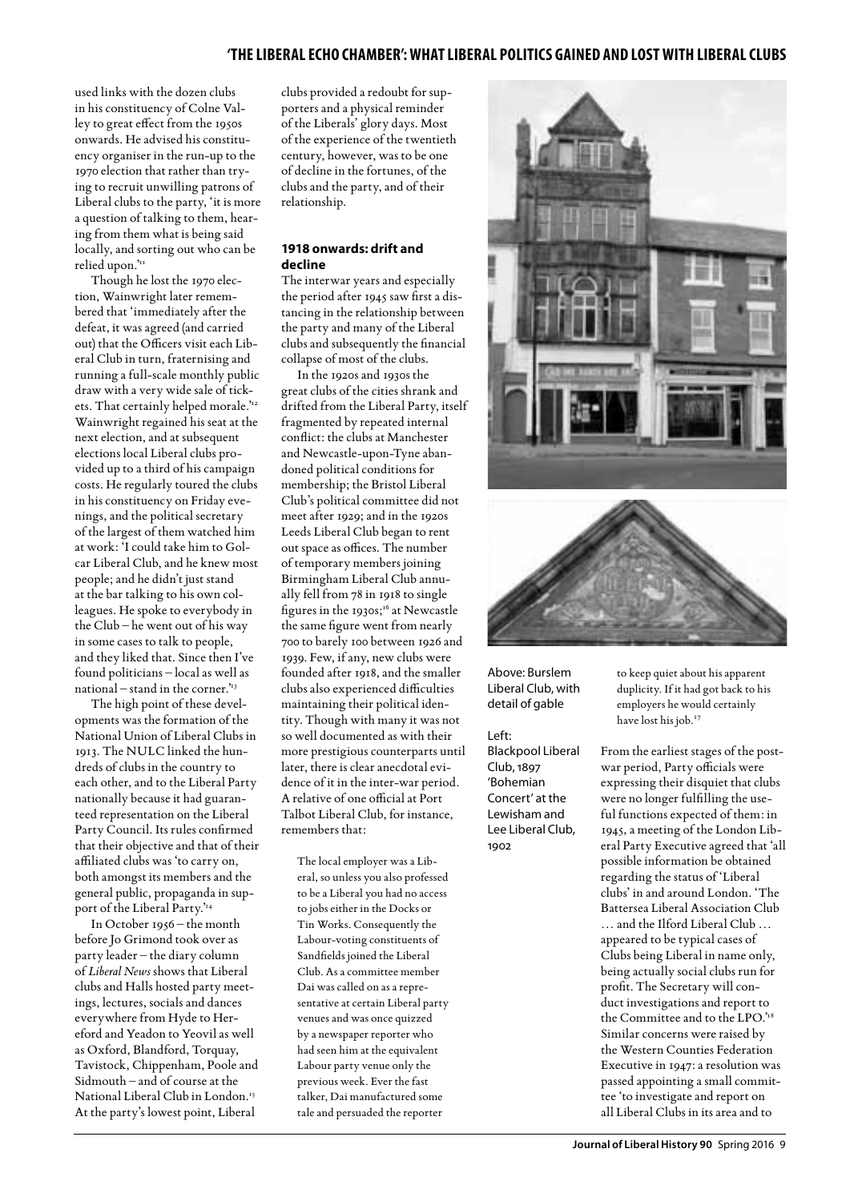used links with the dozen clubs in his constituency of Colne Valley to great effect from the 1950s onwards. He advised his constituency organiser in the run-up to the 1970 election that rather than trying to recruit unwilling patrons of Liberal clubs to the party, 'it is more a question of talking to them, hearing from them what is being said locally, and sorting out who can be relied upon.'[11]

Though he lost the 1970 election, Wainwright later remembered that 'immediately after the defeat, it was agreed (and carried out) that the Officers visit each Liberal Club in turn, fraternising and running a full-scale monthly public draw with a very wide sale of tickets. That certainly helped morale.'[12] Wainwright regained his seat at the next election, and at subsequent elections local Liberal clubs provided up to a third of his campaign costs. He regularly toured the clubs in his constituency on Friday evenings, and the political secretary of the largest of them watched him at work: 'I could take him to Golcar Liberal Club, and he knew most people; and he didn't just stand at the bar talking to his own colleagues. He spoke to everybody in the Club – he went out of his way in some cases to talk to people, and they liked that. Since then I've found politicians – local as well as national – stand in the corner.'[13]

The high point of these developments was the formation of the National Union of Liberal Clubs in 1913. The NULC linked the hundreds of clubs in the country to each other, and to the Liberal Party nationally because it had guaranteed representation on the Liberal Party Council. Its rules confirmed that their objective and that of their affiliated clubs was 'to carry on, both amongst its members and the general public, propaganda in support of the Liberal Party.'[14]

In October 1956 – the month before Jo Grimond took over as party leader – the diary column of *Liberal News* shows that Liberal clubs and Halls hosted party meetings, lectures, socials and dances everywhere from Hyde to Hereford and Yeadon to Yeovil as well as Oxford, Blandford, Torquay, Tavistock, Chippenham, Poole and Sidmouth – and of course at the National Liberal Club in London.[15] At the party's lowest point, Liberal clubs provided a redoubt for supporters and a physical reminder of the Liberals' glory days. Most of the experience of the twentieth century, however, was to be one of decline in the fortunes, of the clubs and the party, and of their relationship.

### 1918 onwards: drift and decline

The interwar years and especially the period after 1945 saw first a distancing in the relationship between the party and many of the Liberal clubs and subsequently the financial collapse of most of the clubs.

In the 1920s and 1930s the great clubs of the cities shrank and drifted from the Liberal Party, itself fragmented by repeated internal conflict: the clubs at Manchester and Newcastle-upon-Tyne abandoned political conditions for membership; the Bristol Liberal Club's political committee did not meet after 1929; and in the 1920s Leeds Liberal Club began to rent out space as offices. The number of temporary members joining Birmingham Liberal Club annually fell from 78 in 1918 to single figures in the 1930s;[16] at Newcastle the same figure went from nearly 700 to barely 100 between 1926 and 1939. Few, if any, new clubs were founded after 1918, and the smaller clubs also experienced difficulties maintaining their political identity. Though with many it was not so well documented as with their more prestigious counterparts until later, there is clear anecdotal evidence of it in the inter-war period. A relative of one official at Port Talbot Liberal Club, for instance, remembers that:

> The local employer was a Liberal, so unless you also professed to be a Liberal you had no access to jobs either in the Docks or Tin Works. Consequently the Labour-voting constituents of Sandfields joined the Liberal Club. As a committee member Dai was called on as a representative at certain Liberal party venues and was once quizzed by a newspaper reporter who had seen him at the equivalent Labour party venue only the previous week. Ever the fast talker, Dai manufactured some tale and persuaded the reporter to keep quiet about his apparent duplicity. If it had got back to his employers he would certainly have lost his job.[17]

Above: Burslem Liberal Club, with detail of gable

Left: Blackpool Liberal Club, 1897 'Bohemian Concert' at the Lewisham and Lee Liberal Club, 1902

From the earliest stages of the post-war period, Party officials were expressing their disquiet that clubs were no longer fulfilling the useful functions expected of them: in 1945, a meeting of the London Liberal Party Executive agreed that 'all possible information be obtained regarding the status of 'Liberal clubs' in and around London. 'The Battersea Liberal Association Club … and the Ilford Liberal Club … appeared to be typical cases of Clubs being Liberal in name only, being actually social clubs run for profit. The Secretary will conduct investigations and report to the Committee and to the LPO.'[18] Similar concerns were raised by the Western Counties Federation Executive in 1947: a resolution was passed appointing a small committee 'to investigate and report on all Liberal Clubs in its area and to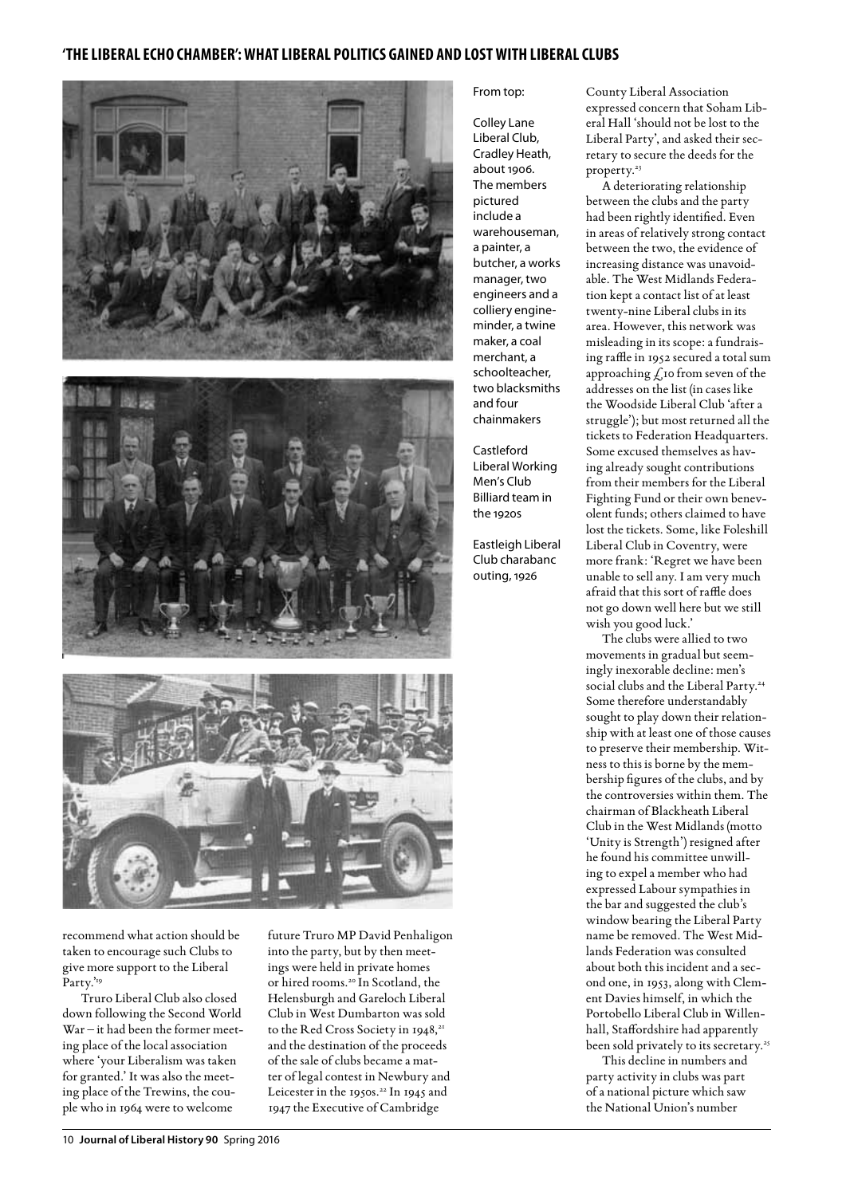From top:

Colley Lane Liberal Club, Cradley Heath, about 1906. The members pictured include a warehouseman, a painter, a butcher, a works manager, two engineers and a colliery engine-minder, a twine maker, a coal merchant, a schoolteacher, two blacksmiths and four chainmakers

Castleford Liberal Working Men's Club Billiard team in the 1920s

Eastleigh Liberal Club charabanc outing, 1926

recommend what action should be taken to encourage such Clubs to give more support to the Liberal Party.'[19]

Truro Liberal Club also closed down following the Second World War – it had been the former meeting place of the local association where 'your Liberalism was taken for granted.' It was also the meeting place of the Trewins, the couple who in 1964 were to welcome future Truro MP David Penhaligon into the party, but by then meetings were held in private homes or hired rooms.[20] In Scotland, the Helensburgh and Gareloch Liberal Club in West Dumbarton was sold to the Red Cross Society in 1948,[21] and the destination of the proceeds of the sale of clubs became a matter of legal contest in Newbury and Leicester in the 1950s.[22] In 1945 and 1947 the Executive of Cambridge County Liberal Association expressed concern that Soham Liberal Hall 'should not be lost to the Liberal Party', and asked their secretary to secure the deeds for the property.[23]

A deteriorating relationship between the clubs and the party had been rightly identified. Even in areas of relatively strong contact between the two, the evidence of increasing distance was unavoidable. The West Midlands Federation kept a contact list of at least twenty-nine Liberal clubs in its area. However, this network was misleading in its scope: a fundraising raffle in 1952 secured a total sum approaching £10 from seven of the addresses on the list (in cases like the Woodside Liberal Club 'after a struggle'); but most returned all the tickets to Federation Headquarters. Some excused themselves as having already sought contributions from their members for the Liberal Fighting Fund or their own benevolent funds; others claimed to have lost the tickets. Some, like Foleshill Liberal Club in Coventry, were more frank: 'Regret we have been unable to sell any. I am very much afraid that this sort of raffle does not go down well here but we still wish you good luck.'

The clubs were allied to two movements in gradual but seemingly inexorable decline: men's social clubs and the Liberal Party.[24] Some therefore understandably sought to play down their relationship with at least one of those causes to preserve their membership. Witness to this is borne by the membership figures of the clubs, and by the controversies within them. The chairman of Blackheath Liberal Club in the West Midlands (motto 'Unity is Strength') resigned after he found his committee unwilling to expel a member who had expressed Labour sympathies in the bar and suggested the club's window bearing the Liberal Party name be removed. The West Midlands Federation was consulted about both this incident and a second one, in 1953, along with Clement Davies himself, in which the Portobello Liberal Club in Willenhall, Staffordshire had apparently been sold privately to its secretary.[25]

This decline in numbers and party activity in clubs was part of a national picture which saw the National Union's number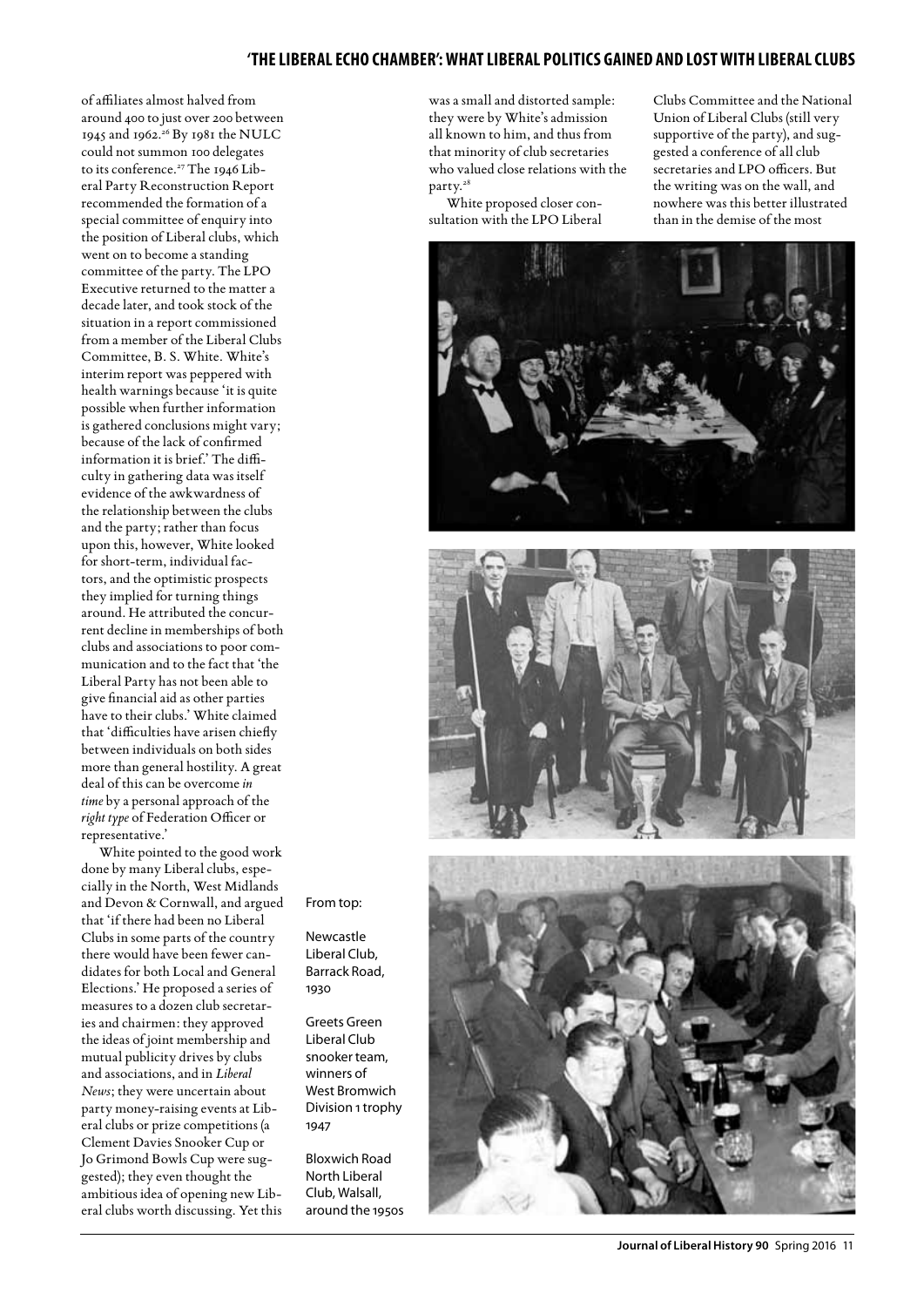of affiliates almost halved from around 400 to just over 200 between 1945 and 1962.[26] By 1981 the NULC could not summon 100 delegates to its conference.[27] The 1946 Liberal Party Reconstruction Report recommended the formation of a special committee of enquiry into the position of Liberal clubs, which went on to become a standing committee of the party. The LPO Executive returned to the matter a decade later, and took stock of the situation in a report commissioned from a member of the Liberal Clubs Committee, B. S. White. White's interim report was peppered with health warnings because 'it is quite possible when further information is gathered conclusions might vary; because of the lack of confirmed information it is brief.' The difficulty in gathering data was itself evidence of the awkwardness of the relationship between the clubs and the party; rather than focus upon this, however, White looked for short-term, individual factors, and the optimistic prospects they implied for turning things around. He attributed the concurrent decline in memberships of both clubs and associations to poor communication and to the fact that 'the Liberal Party has not been able to give financial aid as other parties have to their clubs.' White claimed that 'difficulties have arisen chiefly between individuals on both sides more than general hostility. A great deal of this can be overcome *in time* by a personal approach of the *right type* of Federation Officer or representative.'

White pointed to the good work done by many Liberal clubs, especially in the North, West Midlands and Devon & Cornwall, and argued that 'if there had been no Liberal Clubs in some parts of the country there would have been fewer candidates for both Local and General Elections.' He proposed a series of measures to a dozen club secretaries and chairmen: they approved the ideas of joint membership and mutual publicity drives by clubs and associations, and in *Liberal News*; they were uncertain about party money-raising events at Liberal clubs or prize competitions (a Clement Davies Snooker Cup or Jo Grimond Bowls Cup were suggested); they even thought the ambitious idea of opening new Liberal clubs worth discussing. Yet this was a small and distorted sample: they were by White's admission all known to him, and thus from that minority of club secretaries who valued close relations with the party.[28]

White proposed closer consultation with the LPO Liberal Clubs Committee and the National Union of Liberal Clubs (still very supportive of the party), and suggested a conference of all club secretaries and LPO officers. But the writing was on the wall, and nowhere was this better illustrated than in the demise of the most

From top:

Newcastle Liberal Club, Barrack Road, 1930

Greets Green Liberal Club snooker team, winners of West Bromwich Division 1 trophy 1947

Bloxwich Road North Liberal Club, Walsall, around the 1950s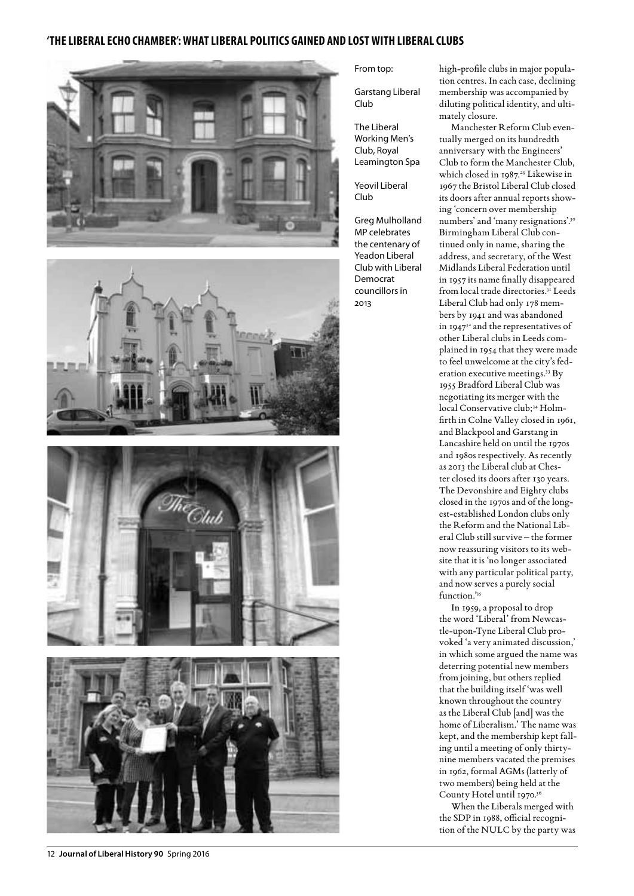From top:

Garstang Liberal Club

The Liberal Working Men's Club, Royal Leamington Spa

Yeovil Liberal Club

Greg Mulholland MP celebrates the centenary of Yeadon Liberal Club with Liberal Democrat councillors in 2013

high-profile clubs in major population centres. In each case, declining membership was accompanied by diluting political identity, and ultimately closure.

Manchester Reform Club eventually merged on its hundredth anniversary with the Engineers' Club to form the Manchester Club, which closed in 1987.[29] Likewise in 1967 the Bristol Liberal Club closed its doors after annual reports showing 'concern over membership numbers' and 'many resignations'.[30] Birmingham Liberal Club continued only in name, sharing the address, and secretary, of the West Midlands Liberal Federation until in 1957 its name finally disappeared from local trade directories.[31] Leeds Liberal Club had only 178 members by 1941 and was abandoned in 1947[32] and the representatives of other Liberal clubs in Leeds complained in 1954 that they were made to feel unwelcome at the city's federation executive meetings.[33] By 1955 Bradford Liberal Club was negotiating its merger with the local Conservative club;[34] Holmfirth in Colne Valley closed in 1961, and Blackpool and Garstang in Lancashire held on until the 1970s and 1980s respectively. As recently as 2013 the Liberal club at Chester closed its doors after 130 years. The Devonshire and Eighty clubs closed in the 1970s and of the longest-established London clubs only the Reform and the National Liberal Club still survive – the former now reassuring visitors to its website that it is 'no longer associated with any particular political party, and now serves a purely social function.'[35]

In 1959, a proposal to drop the word 'Liberal' from Newcastle-upon-Tyne Liberal Club provoked 'a very animated discussion,' in which some argued the name was deterring potential new members from joining, but others replied that the building itself 'was well known throughout the country as the Liberal Club [and] was the home of Liberalism.' The name was kept, and the membership kept falling until a meeting of only thirty-nine members vacated the premises in 1962, formal AGMs (latterly of two members) being held at the County Hotel until 1970.[36]

When the Liberals merged with the SDP in 1988, official recognition of the NULC by the party was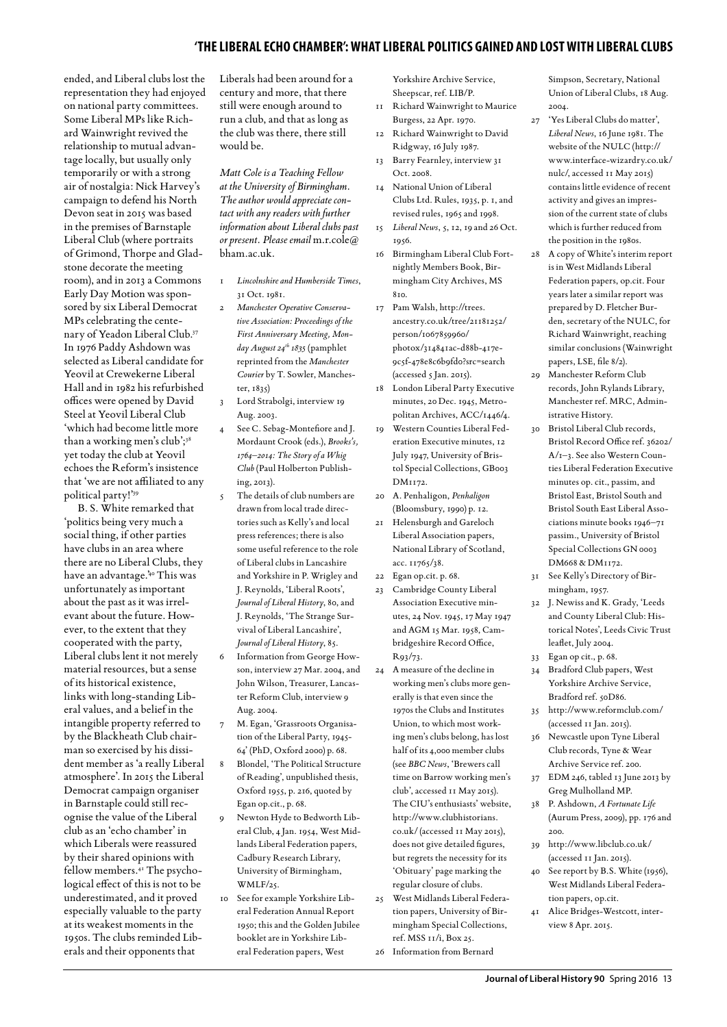ended, and Liberal clubs lost the representation they had enjoyed on national party committees. Some Liberal MPs like Richard Wainwright revived the relationship to mutual advantage locally, but usually only temporarily or with a strong air of nostalgia: Nick Harvey's campaign to defend his North Devon seat in 2015 was based in the premises of Barnstaple Liberal Club (where portraits of Grimond, Thorpe and Gladstone decorate the meeting room), and in 2013 a Commons Early Day Motion was sponsored by six Liberal Democrat MPs celebrating the centenary of Yeadon Liberal Club.[37] In 1976 Paddy Ashdown was selected as Liberal candidate for Yeovil at Crewekerne Liberal Hall and in 1982 his refurbished offices were opened by David Steel at Yeovil Liberal Club 'which had become little more than a working men's club';[38] yet today the club at Yeovil echoes the Reform's insistence that 'we are not affiliated to any political party!'[39]

B. S. White remarked that 'politics being very much a social thing, if other parties have clubs in an area where there are no Liberal Clubs, they have an advantage.'[40] This was unfortunately as important about the past as it was irrelevant about the future. However, to the extent that they cooperated with the party, Liberal clubs lent it not merely material resources, but a sense of its historical existence, links with long-standing Liberal values, and a belief in the intangible property referred to by the Blackheath Club chairman so exercised by his dissident member as 'a really Liberal atmosphere'. In 2015 the Liberal Democrat campaign organiser in Barnstaple could still recognise the value of the Liberal club as an 'echo chamber' in which Liberals were reassured by their shared opinions with fellow members.[41] The psychological effect of this is not to be underestimated, and it proved especially valuable to the party at its weakest moments in the 1950s. The clubs reminded Liberals and their opponents that Liberals had been around for a century and more, that there still were enough around to run a club, and that as long as the club was there, there still would be.

*Matt Cole is a Teaching Fellow at the University of Birmingham. The author would appreciate contact with any readers with further information about Liberal clubs past or present. Please email* m.r.cole@bham.ac.uk.

1. *Lincolnshire and Humberside Times*, 31 Oct. 1981.
2. *Manchester Operative Conservative Association: Proceedings of the First Anniversary Meeting, Monday August 24th 1835* (pamphlet reprinted from the *Manchester Courier* by T. Sowler, Manchester, 1835)
3. Lord Strabolgi, interview 19 Aug. 2003.
4. See C. Sebag-Montefiore and J. Mordaunt Crook (eds.), *Brooks's, 1764–2014: The Story of a Whig Club* (Paul Holberton Publishing, 2013).
5. The details of club numbers are drawn from local trade directories such as Kelly's and local press references; there is also some useful reference to the role of Liberal clubs in Lancashire and Yorkshire in P. Wrigley and J. Reynolds, 'Liberal Roots', *Journal of Liberal History*, 80, and J. Reynolds, 'The Strange Survival of Liberal Lancashire', *Journal of Liberal History*, 85.
6. Information from George Howson, interview 27 Mar. 2004, and John Wilson, Treasurer, Lancaster Reform Club, interview 9 Aug. 2004.
7. M. Egan, 'Grassroots Organisation of the Liberal Party, 1945-64' (PhD, Oxford 2000) p. 68.
8. Blondel, 'The Political Structure of Reading', unpublished thesis, Oxford 1955, p. 216, quoted by Egan op.cit., p. 68.
9. Newton Hyde to Bedworth Liberal Club, 4 Jan. 1954, West Midlands Liberal Federation papers, Cadbury Research Library, University of Birmingham, WMLF/25.
10. See for example Yorkshire Liberal Federation Annual Report 1950; this and the Golden Jubilee booklet are in Yorkshire Liberal Federation papers, West Yorkshire Archive Service, Sheepscar, ref. LIB/P.
11. Richard Wainwright to Maurice Burgess, 22 Apr. 1970.
12. Richard Wainwright to David Ridgway, 16 July 1987.
13. Barry Fearnley, interview 31 Oct. 2008.
14. National Union of Liberal Clubs Ltd. Rules, 1935, p. 1, and revised rules, 1965 and 1998.
15. *Liberal News*, 5, 12, 19 and 26 Oct. 1956.
16. Birmingham Liberal Club Fortnightly Members Book, Birmingham City Archives, MS 810.
17. Pam Walsh, http://trees.ancestry.co.uk/tree/21181252/person/1067859960/photox/314841ac-d88b-417e-9c5f-478e8c6b9fd0?src=search (accessed 5 Jan. 2015).
18. London Liberal Party Executive minutes, 20 Dec. 1945, Metropolitan Archives, ACC/1446/4.
19. Western Counties Liberal Federation Executive minutes, 12 July 1947, University of Bristol Special Collections, GB003 DM1172.
20. A. Penhaligon, *Penhaligon* (Bloomsbury, 1990) p. 12.
21. Helensburgh and Gareloch Liberal Association papers, National Library of Scotland, acc. 11765/38.
22. Egan op.cit. p. 68.
23. Cambridge County Liberal Association Executive minutes, 24 Nov. 1945, 17 May 1947 and AGM 15 Mar. 1958, Cambridgeshire Record Office, R93/73.
24. A measure of the decline in working men's clubs more generally is that even since the 1970s the Clubs and Institutes Union, to which most working men's clubs belong, has lost half of its 4,000 member clubs (see *BBC News*, 'Brewers call time on Barrow working men's club', accessed 11 May 2015). The CIU's enthusiasts' website, http://www.clubhistorians.co.uk/ (accessed 11 May 2015), does not give detailed figures, but regrets the necessity for its 'Obituary' page marking the regular closure of clubs.
25. West Midlands Liberal Federation papers, University of Birmingham Special Collections, ref. MSS 11/i, Box 25.
26. Information from Bernard Simpson, Secretary, National Union of Liberal Clubs, 18 Aug. 2004.
27. 'Yes Liberal Clubs do matter', *Liberal News*, 16 June 1981. The website of the NULC (http://www.interface-wizardry.co.uk/nulc/, accessed 11 May 2015) contains little evidence of recent activity and gives an impression of the current state of clubs which is further reduced from the position in the 1980s.
28. A copy of White's interim report is in West Midlands Liberal Federation papers, op.cit. Four years later a similar report was prepared by D. Fletcher Burden, secretary of the NULC, for Richard Wainwright, reaching similar conclusions (Wainwright papers, LSE, file 8/2).
29. Manchester Reform Club records, John Rylands Library, Manchester ref. MRC, Administrative History.
30. Bristol Liberal Club records, Bristol Record Office ref. 36202/A/1–3. See also Western Counties Liberal Federation Executive minutes op. cit., passim, and Bristol East, Bristol South and Bristol South East Liberal Associations minute books 1946–71 passim., University of Bristol Special Collections GN 0003 DM668 & DM1172.
31. See Kelly's Directory of Birmingham, 1957.
32. J. Newiss and K. Grady, 'Leeds and County Liberal Club: Historical Notes', Leeds Civic Trust leaflet, July 2004.
33. Egan op cit., p. 68.
34. Bradford Club papers, West Yorkshire Archive Service, Bradford ref. 50D86.
35. http://www.reformclub.com/ (accessed 11 Jan. 2015).
36. Newcastle upon Tyne Liberal Club records, Tyne & Wear Archive Service ref. 200.
37. EDM 246, tabled 13 June 2013 by Greg Mulholland MP.
38. P. Ashdown, *A Fortunate Life* (Aurum Press, 2009), pp. 176 and 200.
39. http://www.libclub.co.uk/ (accessed 11 Jan. 2015).
40. See report by B.S. White (1956), West Midlands Liberal Federation papers, op.cit.
41. Alice Bridges-Westcott, interview 8 Apr. 2015.